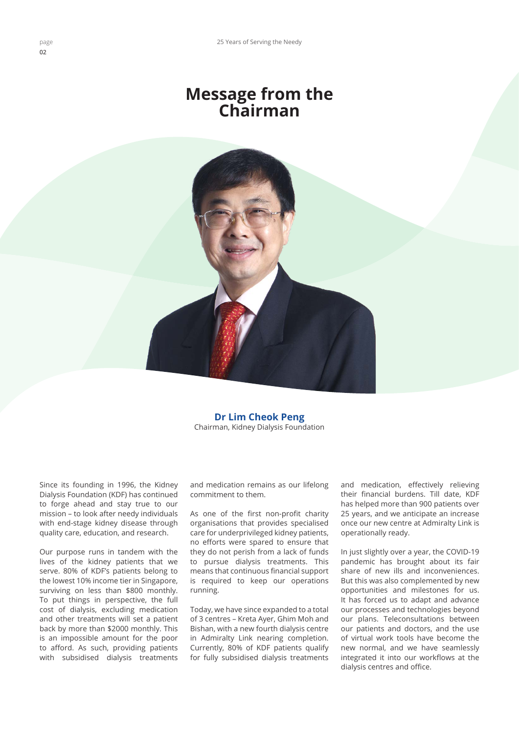# Message from the Chairman

**Dr Lim Cheok Peng**
Chairman, Kidney Dialysis Foundation

Since its founding in 1996, the Kidney Dialysis Foundation (KDF) has continued to forge ahead and stay true to our mission – to look after needy individuals with end-stage kidney disease through quality care, education, and research.

Our purpose runs in tandem with the lives of the kidney patients that we serve. 80% of KDF's patients belong to the lowest 10% income tier in Singapore, surviving on less than $800 monthly. To put things in perspective, the full cost of dialysis, excluding medication and other treatments will set a patient back by more than $2000 monthly. This is an impossible amount for the poor to afford. As such, providing patients with subsidised dialysis treatments and medication remains as our lifelong commitment to them.

As one of the first non-profit charity organisations that provides specialised care for underprivileged kidney patients, no efforts were spared to ensure that they do not perish from a lack of funds to pursue dialysis treatments. This means that continuous financial support is required to keep our operations running.

Today, we have since expanded to a total of 3 centres – Kreta Ayer, Ghim Moh and Bishan, with a new fourth dialysis centre in Admiralty Link nearing completion. Currently, 80% of KDF patients qualify for fully subsidised dialysis treatments and medication, effectively relieving their financial burdens. Till date, KDF has helped more than 900 patients over 25 years, and we anticipate an increase once our new centre at Admiralty Link is operationally ready.

In just slightly over a year, the COVID-19 pandemic has brought about its fair share of new ills and inconveniences. But this was also complemented by new opportunities and milestones for us. It has forced us to adapt and advance our processes and technologies beyond our plans. Teleconsultations between our patients and doctors, and the use of virtual work tools have become the new normal, and we have seamlessly integrated it into our workflows at the dialysis centres and office.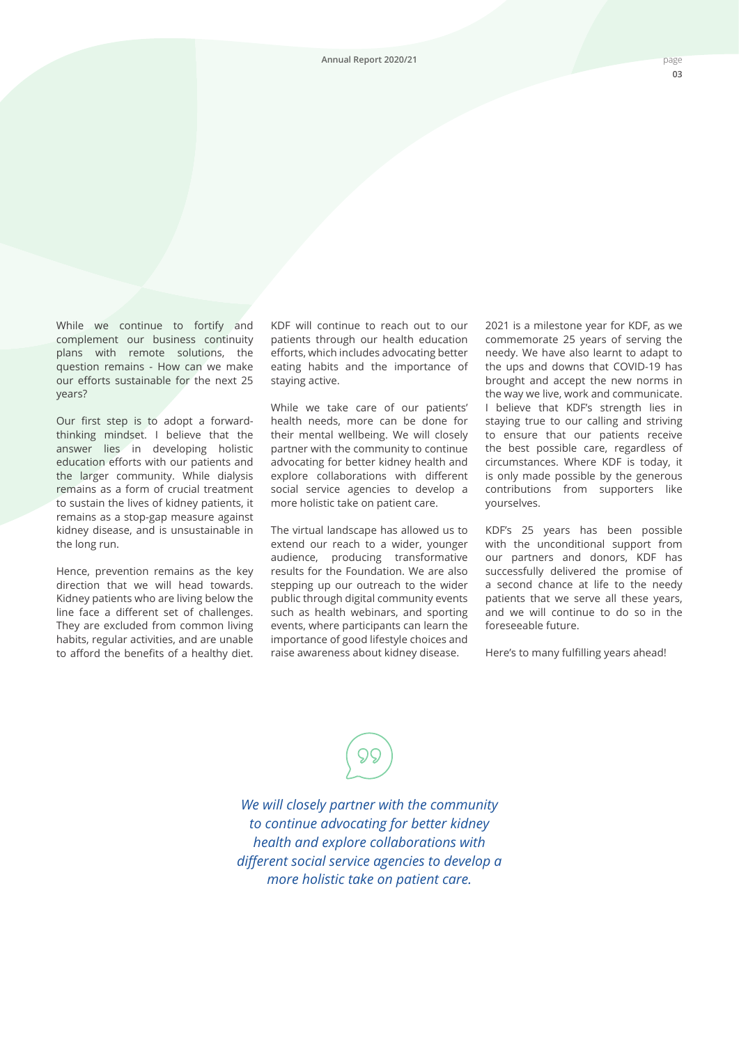While we continue to fortify and complement our business continuity plans with remote solutions, the question remains - How can we make our efforts sustainable for the next 25 years?

Our first step is to adopt a forward-thinking mindset. I believe that the answer lies in developing holistic education efforts with our patients and the larger community. While dialysis remains as a form of crucial treatment to sustain the lives of kidney patients, it remains as a stop-gap measure against kidney disease, and is unsustainable in the long run.

Hence, prevention remains as the key direction that we will head towards. Kidney patients who are living below the line face a different set of challenges. They are excluded from common living habits, regular activities, and are unable to afford the benefits of a healthy diet.

KDF will continue to reach out to our patients through our health education efforts, which includes advocating better eating habits and the importance of staying active.

While we take care of our patients' health needs, more can be done for their mental wellbeing. We will closely partner with the community to continue advocating for better kidney health and explore collaborations with different social service agencies to develop a more holistic take on patient care.

The virtual landscape has allowed us to extend our reach to a wider, younger audience, producing transformative results for the Foundation. We are also stepping up our outreach to the wider public through digital community events such as health webinars, and sporting events, where participants can learn the importance of good lifestyle choices and raise awareness about kidney disease.

2021 is a milestone year for KDF, as we commemorate 25 years of serving the needy. We have also learnt to adapt to the ups and downs that COVID-19 has brought and accept the new norms in the way we live, work and communicate. I believe that KDF's strength lies in staying true to our calling and striving to ensure that our patients receive the best possible care, regardless of circumstances. Where KDF is today, it is only made possible by the generous contributions from supporters like yourselves.

KDF's 25 years has been possible with the unconditional support from our partners and donors, KDF has successfully delivered the promise of a second chance at life to the needy patients that we serve all these years, and we will continue to do so in the foreseeable future.

Here's to many fulfilling years ahead!

*We will closely partner with the community to continue advocating for better kidney health and explore collaborations with different social service agencies to develop a more holistic take on patient care.*